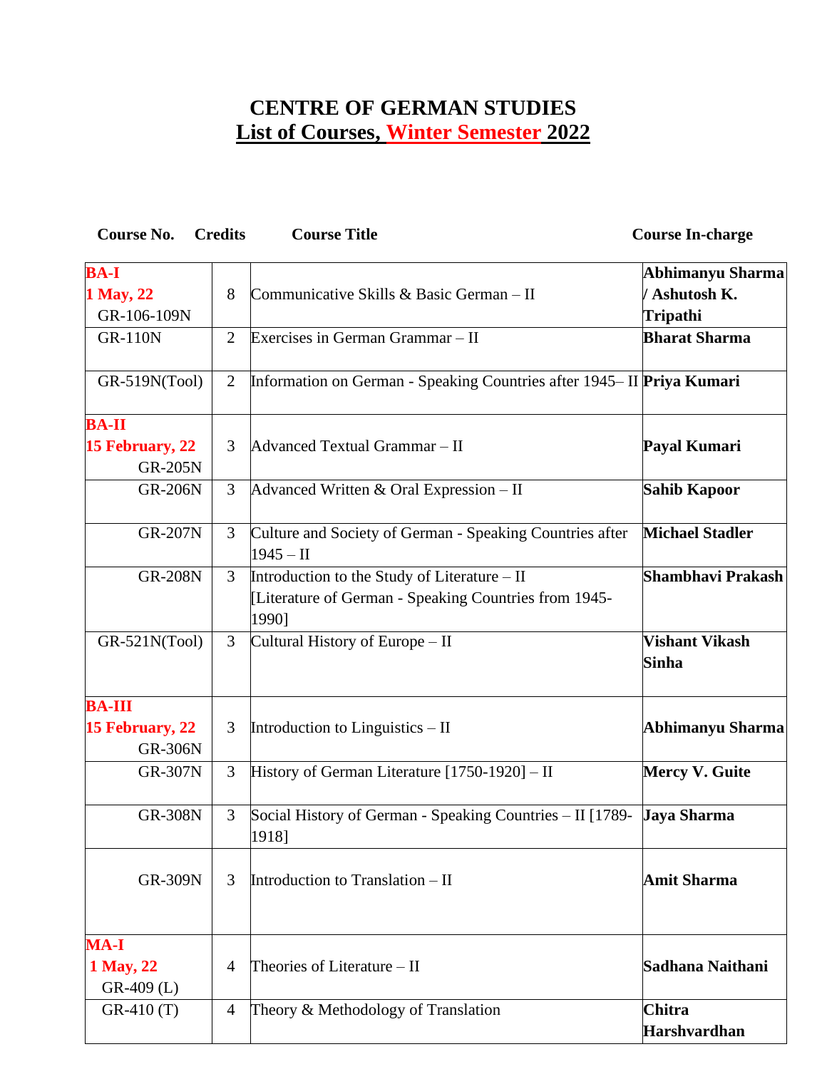# CENTRE OF GERMAN STUDIES

## List of Courses, Winter Semester 2022

| Course No. | Credits | Course Title | Course In-charge |
|---|---|---|---|
| **BA-I** **1 May, 22** GR-106-109N | 8 | Communicative Skills & Basic German – II | **Abhimanyu Sharma / Ashutosh K. Tripathi** |
| GR-110N | 2 | Exercises in German Grammar – II | **Bharat Sharma** |
| GR-519N(Tool) | 2 | Information on German - Speaking Countries after 1945– II | **Priya Kumari** |
| **BA-II** **15 February, 22** GR-205N | 3 | Advanced Textual Grammar – II | **Payal Kumari** |
| GR-206N | 3 | Advanced Written & Oral Expression – II | **Sahib Kapoor** |
| GR-207N | 3 | Culture and Society of German - Speaking Countries after 1945 – II | **Michael Stadler** |
| GR-208N | 3 | Introduction to the Study of Literature – II [Literature of German - Speaking Countries from 1945-1990] | **Shambhavi Prakash** |
| GR-521N(Tool) | 3 | Cultural History of Europe – II | **Vishant Vikash Sinha** |
| **BA-III** **15 February, 22** GR-306N | 3 | Introduction to Linguistics – II | **Abhimanyu Sharma** |
| GR-307N | 3 | History of German Literature [1750-1920] – II | **Mercy V. Guite** |
| GR-308N | 3 | Social History of German - Speaking Countries – II [1789-1918] | **Jaya Sharma** |
| GR-309N | 3 | Introduction to Translation – II | **Amit Sharma** |
| **MA-I** **1 May, 22** GR-409 (L) | 4 | Theories of Literature – II | **Sadhana Naithani** |
| GR-410 (T) | 4 | Theory & Methodology of Translation | **Chitra Harshvardhan** |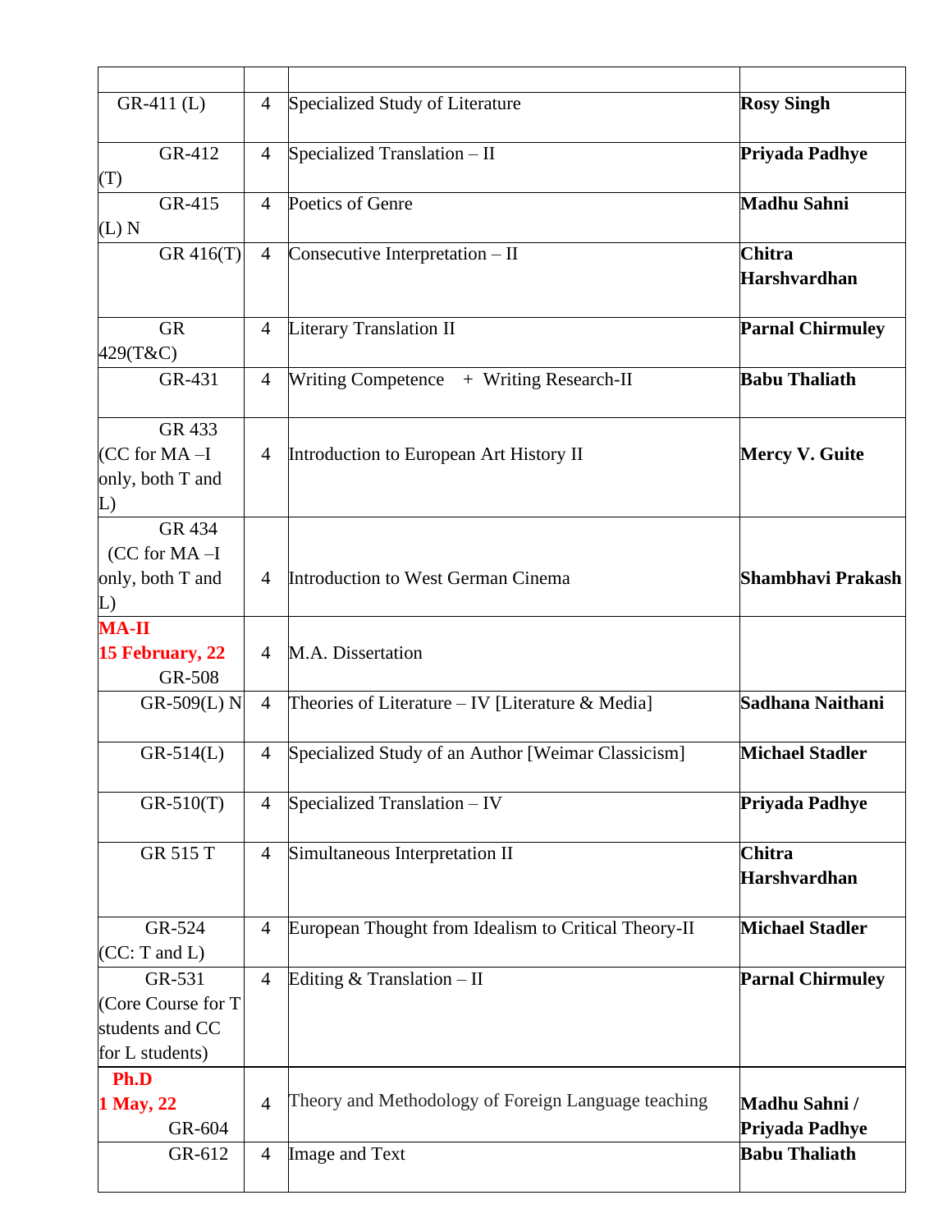| | | | |
|---|---|---|---|
| GR-411 (L) | 4 | Specialized Study of Literature | **Rosy Singh** |
| GR-412 (T) | 4 | Specialized Translation – II | **Priyada Padhye** |
| GR-415 (L) N | 4 | Poetics of Genre | **Madhu Sahni** |
| GR 416(T) | 4 | Consecutive Interpretation – II | **Chitra Harshvardhan** |
| GR 429(T&C) | 4 | Literary Translation II | **Parnal Chirmuley** |
| GR-431 | 4 | Writing Competence + Writing Research-II | **Babu Thaliath** |
| GR 433 (CC for MA –I only, both T and L) | 4 | Introduction to European Art History II | **Mercy V. Guite** |
| GR 434 (CC for MA –I only, both T and L) | 4 | Introduction to West German Cinema | **Shambhavi Prakash** |
| **MA-II** **15 February, 22** GR-508 | 4 | M.A. Dissertation | |
| GR-509(L) N | 4 | Theories of Literature – IV [Literature & Media] | **Sadhana Naithani** |
| GR-514(L) | 4 | Specialized Study of an Author [Weimar Classicism] | **Michael Stadler** |
| GR-510(T) | 4 | Specialized Translation – IV | **Priyada Padhye** |
| GR 515 T | 4 | Simultaneous Interpretation II | **Chitra Harshvardhan** |
| GR-524 (CC: T and L) | 4 | European Thought from Idealism to Critical Theory-II | **Michael Stadler** |
| GR-531 (Core Course for T students and CC for L students) | 4 | Editing & Translation – II | **Parnal Chirmuley** |
| **Ph.D** **1 May, 22** GR-604 | 4 | Theory and Methodology of Foreign Language teaching | **Madhu Sahni / Priyada Padhye** |
| GR-612 | 4 | Image and Text | **Babu Thaliath** |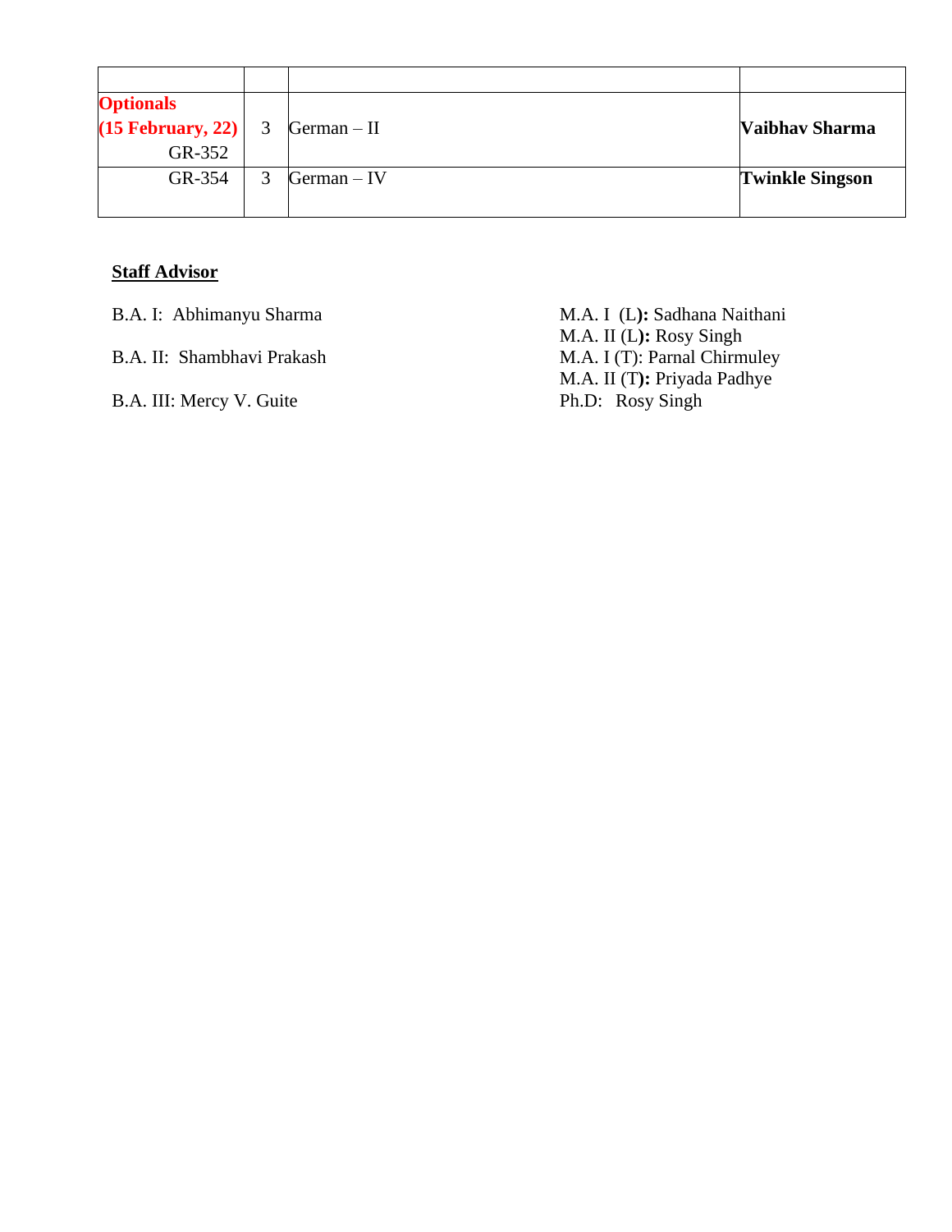| | | | |
|---|---|---|---|
| | | | |
| **Optionals** **(15 February, 22)** GR-352 | 3 | German – II | **Vaibhav Sharma** |
| GR-354 | 3 | German – IV | **Twinkle Singson** |

**Staff Advisor**

B.A. I: Abhimanyu Sharma

B.A. II: Shambhavi Prakash

B.A. III: Mercy V. Guite

M.A. I (L**):** Sadhana Naithani
M.A. II (L**):** Rosy Singh
M.A. I (T): Parnal Chirmuley
M.A. II (T**):** Priyada Padhye
Ph.D: Rosy Singh